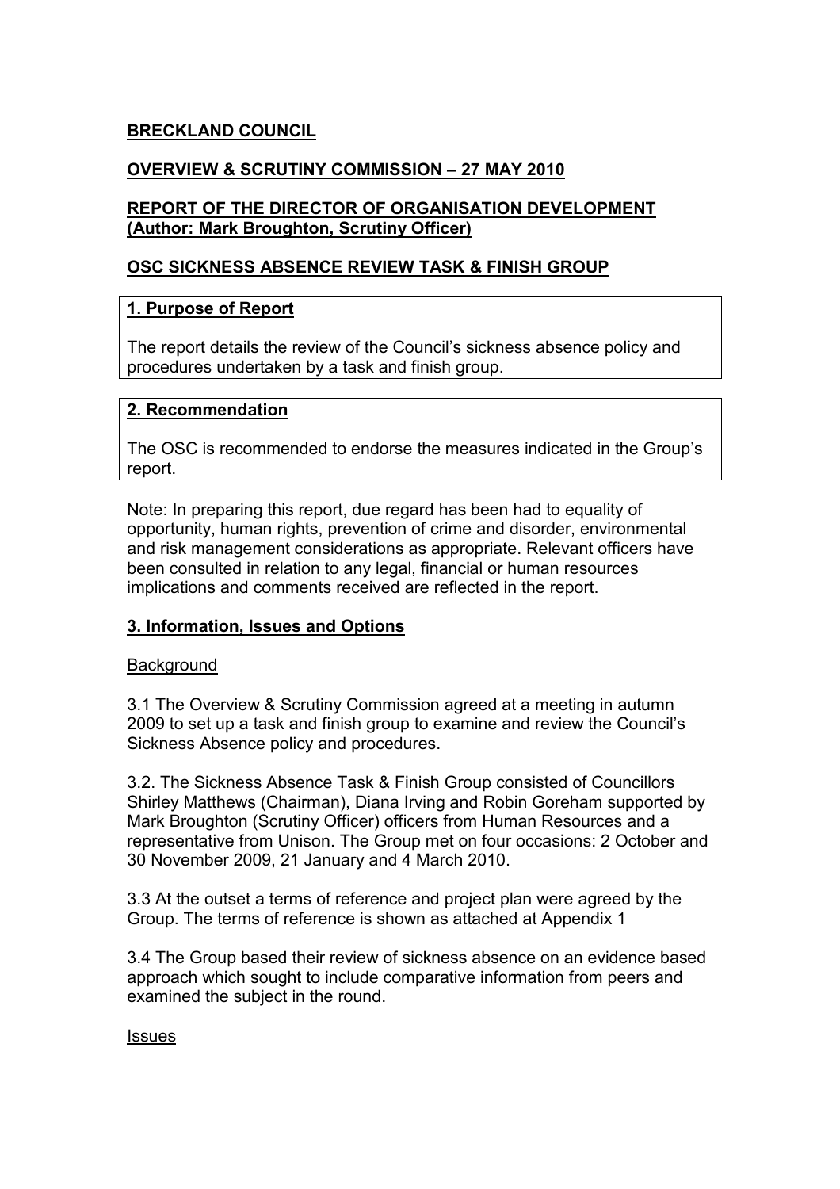**BRECKLAND COUNCIL**

**OVERVIEW & SCRUTINY COMMISSION – 27 MAY 2010**

**REPORT OF THE DIRECTOR OF ORGANISATION DEVELOPMENT (Author: Mark Broughton, Scrutiny Officer)**

**OSC SICKNESS ABSENCE REVIEW TASK & FINISH GROUP**

## 1. Purpose of Report

The report details the review of the Council's sickness absence policy and procedures undertaken by a task and finish group.

## 2. Recommendation

The OSC is recommended to endorse the measures indicated in the Group's report.

Note: In preparing this report, due regard has been had to equality of opportunity, human rights, prevention of crime and disorder, environmental and risk management considerations as appropriate. Relevant officers have been consulted in relation to any legal, financial or human resources implications and comments received are reflected in the report.

## 3. Information, Issues and Options

### Background

3.1 The Overview & Scrutiny Commission agreed at a meeting in autumn 2009 to set up a task and finish group to examine and review the Council's Sickness Absence policy and procedures.

3.2. The Sickness Absence Task & Finish Group consisted of Councillors Shirley Matthews (Chairman), Diana Irving and Robin Goreham supported by Mark Broughton (Scrutiny Officer) officers from Human Resources and a representative from Unison. The Group met on four occasions: 2 October and 30 November 2009, 21 January and 4 March 2010.

3.3 At the outset a terms of reference and project plan were agreed by the Group. The terms of reference is shown as attached at Appendix 1

3.4 The Group based their review of sickness absence on an evidence based approach which sought to include comparative information from peers and examined the subject in the round.

### Issues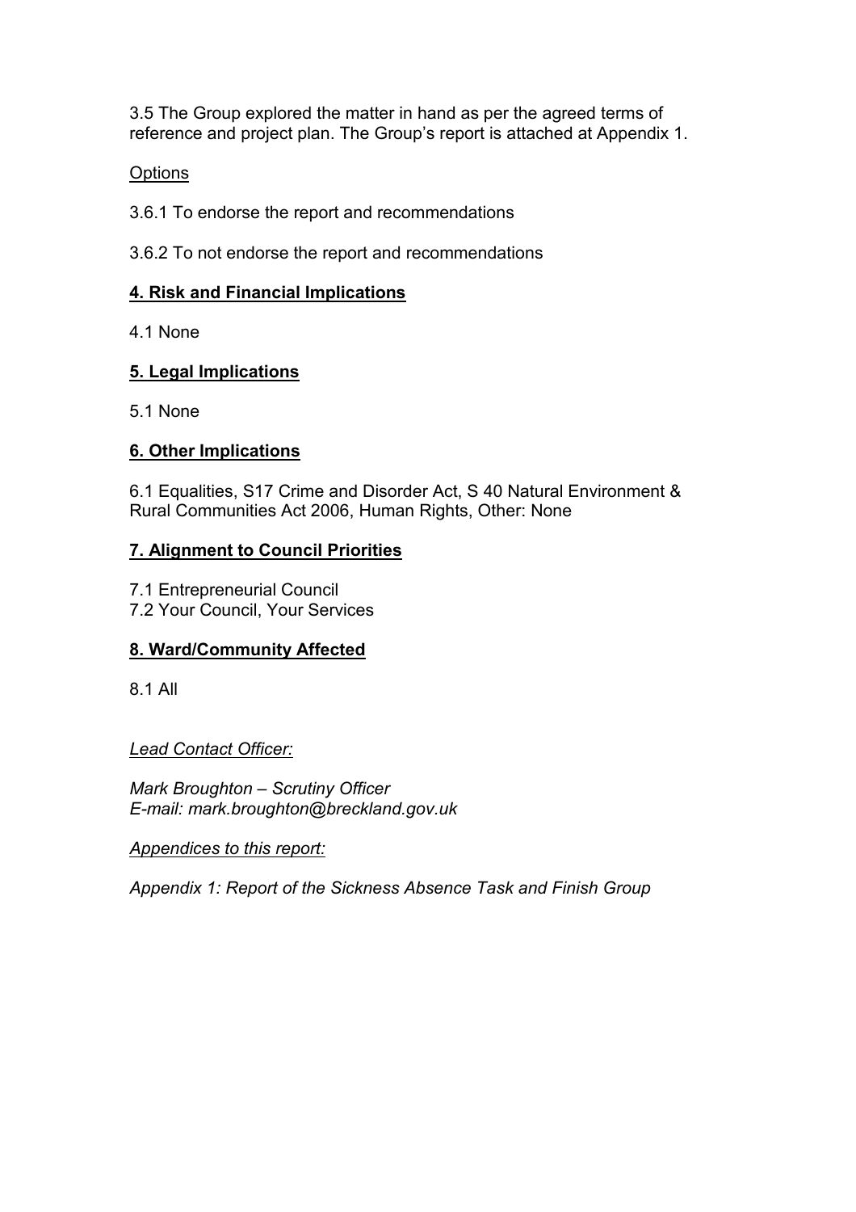3.5 The Group explored the matter in hand as per the agreed terms of reference and project plan. The Group's report is attached at Appendix 1.

Options

3.6.1 To endorse the report and recommendations

3.6.2 To not endorse the report and recommendations

## 4. Risk and Financial Implications

4.1 None

## 5. Legal Implications

5.1 None

## 6. Other Implications

6.1 Equalities, S17 Crime and Disorder Act, S 40 Natural Environment & Rural Communities Act 2006, Human Rights, Other: None

## 7. Alignment to Council Priorities

7.1 Entrepreneurial Council
7.2 Your Council, Your Services

## 8. Ward/Community Affected

8.1 All

*Lead Contact Officer:*

*Mark Broughton – Scrutiny Officer*
*E-mail: mark.broughton@breckland.gov.uk*

*Appendices to this report:*

*Appendix 1: Report of the Sickness Absence Task and Finish Group*